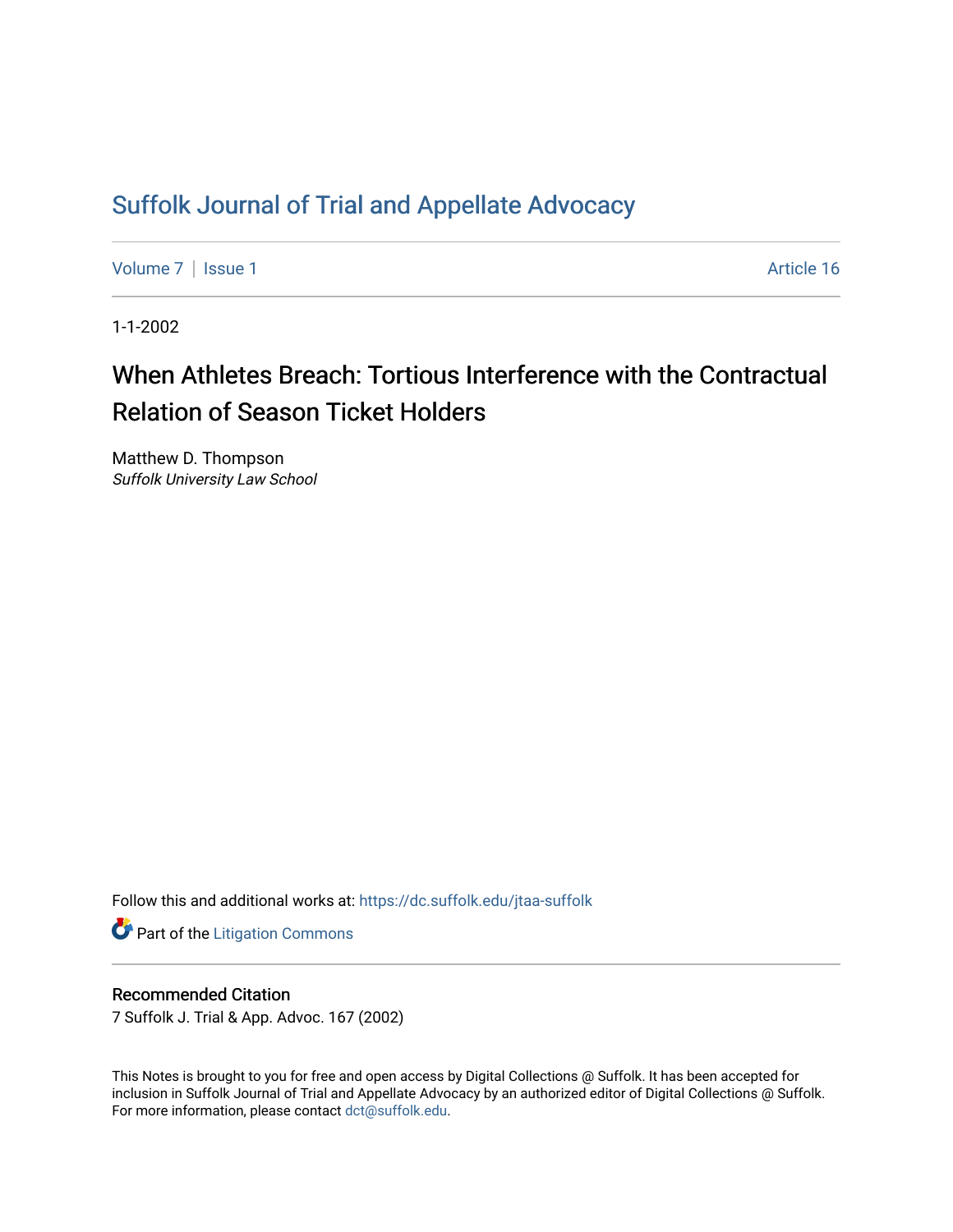# Suffolk Journal of Trial and Appellate Advocacy

Volume 7 | Issue 1 Article 16

1-1-2002

## When Athletes Breach: Tortious Interference with the Contractual Relation of Season Ticket Holders

Matthew D. Thompson
*Suffolk University Law School*

Follow this and additional works at: https://dc.suffolk.edu/jtaa-suffolk

Part of the Litigation Commons

### Recommended Citation

7 Suffolk J. Trial & App. Advoc. 167 (2002)

This Notes is brought to you for free and open access by Digital Collections @ Suffolk. It has been accepted for inclusion in Suffolk Journal of Trial and Appellate Advocacy by an authorized editor of Digital Collections @ Suffolk. For more information, please contact dct@suffolk.edu.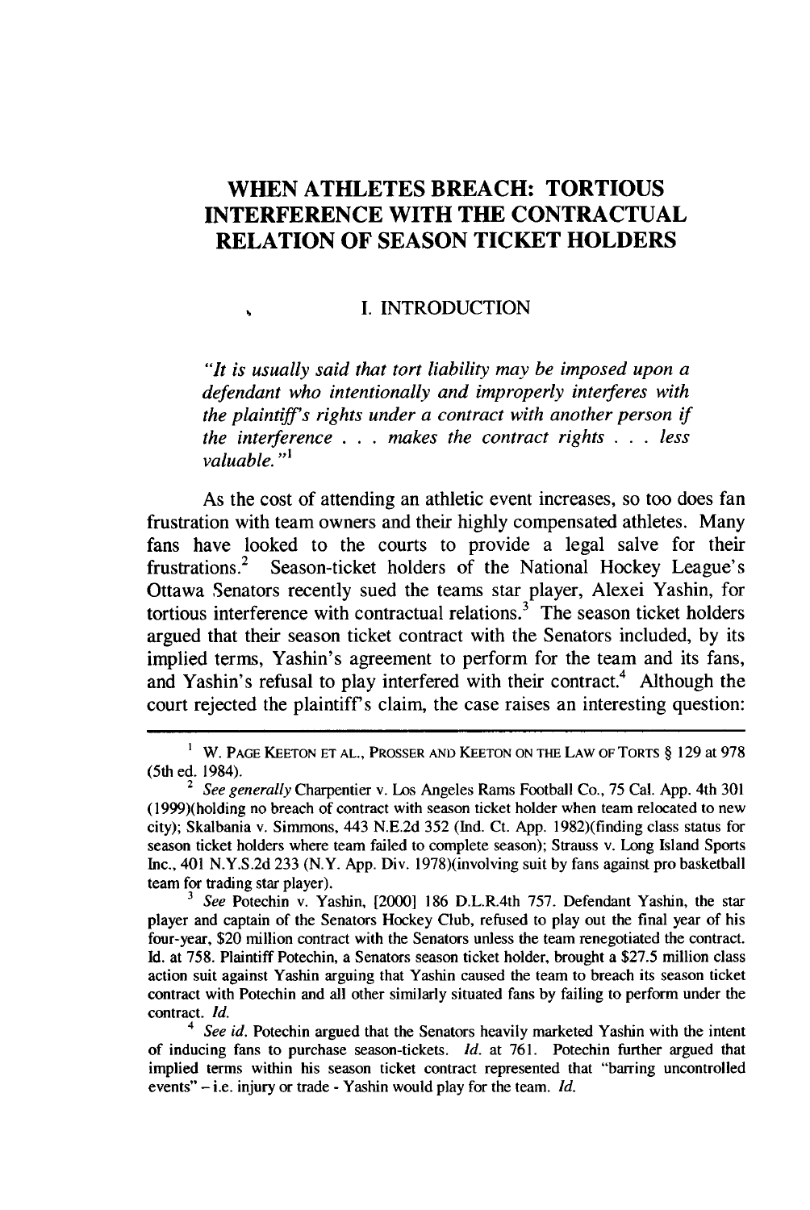# WHEN ATHLETES BREACH: TORTIOUS INTERFERENCE WITH THE CONTRACTUAL RELATION OF SEASON TICKET HOLDERS

## I. INTRODUCTION

*"It is usually said that tort liability may be imposed upon a defendant who intentionally and improperly interferes with the plaintiff's rights under a contract with another person if the interference . . . makes the contract rights . . . less valuable."*[1]

As the cost of attending an athletic event increases, so too does fan frustration with team owners and their highly compensated athletes. Many fans have looked to the courts to provide a legal salve for their frustrations.[2] Season-ticket holders of the National Hockey League's Ottawa Senators recently sued the teams star player, Alexei Yashin, for tortious interference with contractual relations.[3] The season ticket holders argued that their season ticket contract with the Senators included, by its implied terms, Yashin's agreement to perform for the team and its fans, and Yashin's refusal to play interfered with their contract.[4] Although the court rejected the plaintiff's claim, the case raises an interesting question:

---

[1] W. PAGE KEETON ET AL., PROSSER AND KEETON ON THE LAW OF TORTS § 129 at 978 (5th ed. 1984).

[2] *See generally* Charpentier v. Los Angeles Rams Football Co., 75 Cal. App. 4th 301 (1999)(holding no breach of contract with season ticket holder when team relocated to new city); Skalbania v. Simmons, 443 N.E.2d 352 (Ind. Ct. App. 1982)(finding class status for season ticket holders where team failed to complete season); Strauss v. Long Island Sports Inc., 401 N.Y.S.2d 233 (N.Y. App. Div. 1978)(involving suit by fans against pro basketball team for trading star player).

[3] *See* Potechin v. Yashin, [2000] 186 D.L.R.4th 757. Defendant Yashin, the star player and captain of the Senators Hockey Club, refused to play out the final year of his four-year, $20 million contract with the Senators unless the team renegotiated the contract. Id. at 758. Plaintiff Potechin, a Senators season ticket holder, brought a $27.5 million class action suit against Yashin arguing that Yashin caused the team to breach its season ticket contract with Potechin and all other similarly situated fans by failing to perform under the contract. *Id.*

[4] *See id.* Potechin argued that the Senators heavily marketed Yashin with the intent of inducing fans to purchase season-tickets. *Id.* at 761. Potechin further argued that implied terms within his season ticket contract represented that "barring uncontrolled events" – i.e. injury or trade - Yashin would play for the team. *Id.*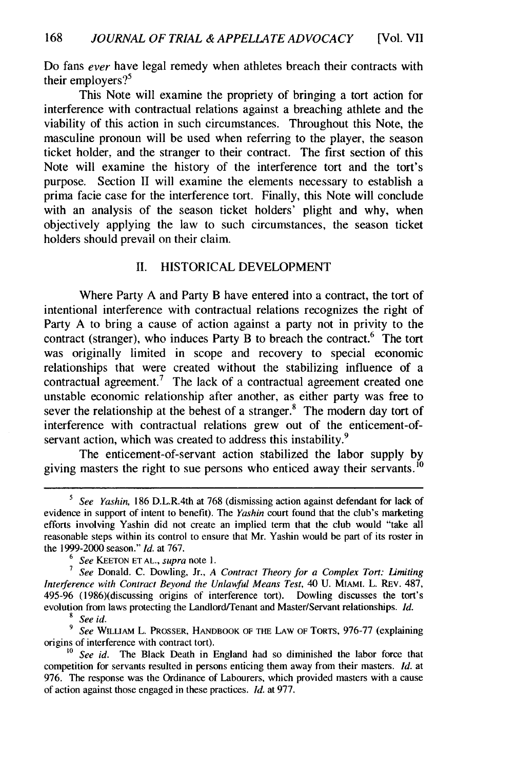Do fans *ever* have legal remedy when athletes breach their contracts with their employers?[5]

This Note will examine the propriety of bringing a tort action for interference with contractual relations against a breaching athlete and the viability of this action in such circumstances. Throughout this Note, the masculine pronoun will be used when referring to the player, the season ticket holder, and the stranger to their contract. The first section of this Note will examine the history of the interference tort and the tort's purpose. Section II will examine the elements necessary to establish a prima facie case for the interference tort. Finally, this Note will conclude with an analysis of the season ticket holders' plight and why, when objectively applying the law to such circumstances, the season ticket holders should prevail on their claim.

## II. HISTORICAL DEVELOPMENT

Where Party A and Party B have entered into a contract, the tort of intentional interference with contractual relations recognizes the right of Party A to bring a cause of action against a party not in privity to the contract (stranger), who induces Party B to breach the contract.[6] The tort was originally limited in scope and recovery to special economic relationships that were created without the stabilizing influence of a contractual agreement.[7] The lack of a contractual agreement created one unstable economic relationship after another, as either party was free to sever the relationship at the behest of a stranger.[8] The modern day tort of interference with contractual relations grew out of the enticement-of-servant action, which was created to address this instability.[9]

The enticement-of-servant action stabilized the labor supply by giving masters the right to sue persons who enticed away their servants.[10]

---

[5] *See Yashin*, 186 D.L.R.4th at 768 (dismissing action against defendant for lack of evidence in support of intent to benefit). The *Yashin* court found that the club's marketing efforts involving Yashin did not create an implied term that the club would "take all reasonable steps within its control to ensure that Mr. Yashin would be part of its roster in the 1999-2000 season." *Id.* at 767.

[6] *See* KEETON ET AL., *supra* note 1.

[7] *See* Donald. C. Dowling, Jr., *A Contract Theory for a Complex Tort: Limiting Interference with Contract Beyond the Unlawful Means Test*, 40 U. MIAMI. L. REV. 487, 495-96 (1986)(discussing origins of interference tort). Dowling discusses the tort's evolution from laws protecting the Landlord/Tenant and Master/Servant relationships. *Id.*

[8] *See id.*

[9] *See* WILLIAM L. PROSSER, HANDBOOK OF THE LAW OF TORTS, 976-77 (explaining origins of interference with contract tort).

[10] *See id.* The Black Death in England had so diminished the labor force that competition for servants resulted in persons enticing them away from their masters. *Id.* at 976. The response was the Ordinance of Labourers, which provided masters with a cause of action against those engaged in these practices. *Id.* at 977.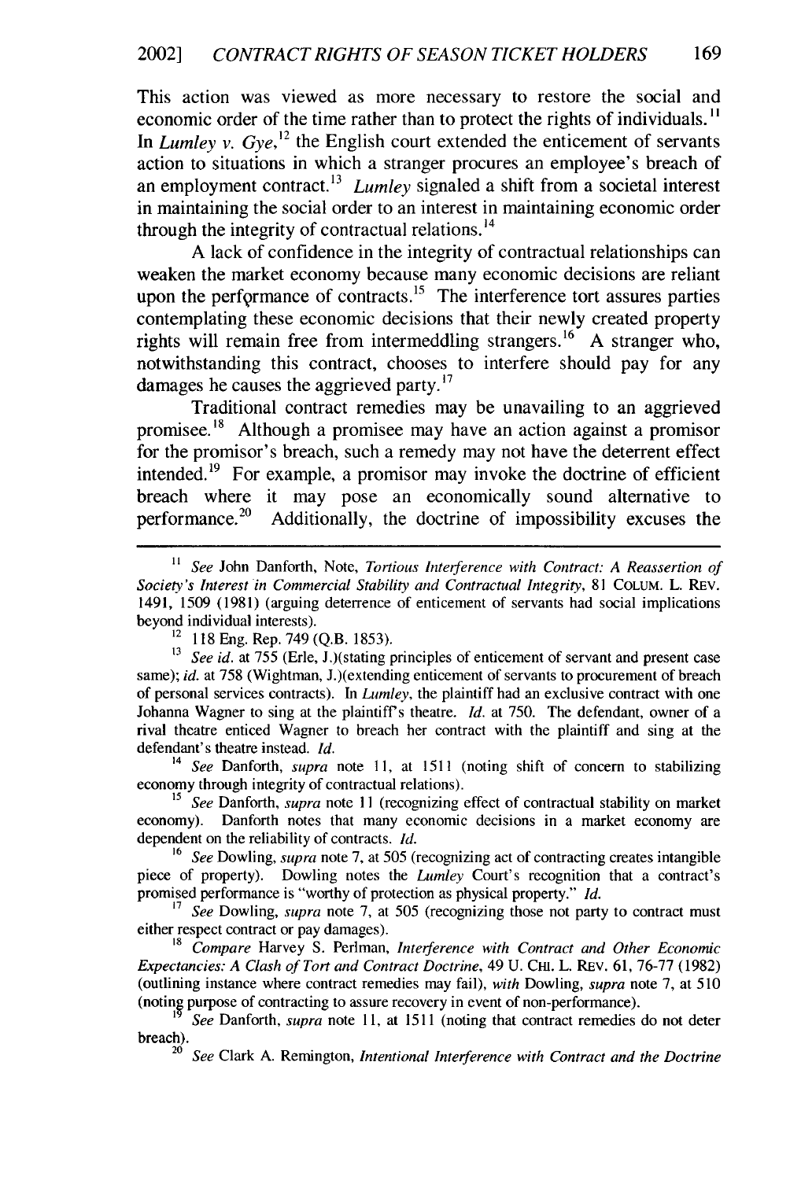This action was viewed as more necessary to restore the social and economic order of the time rather than to protect the rights of individuals.[11] In *Lumley v. Gye*,[12] the English court extended the enticement of servants action to situations in which a stranger procures an employee's breach of an employment contract.[13] *Lumley* signaled a shift from a societal interest in maintaining the social order to an interest in maintaining economic order through the integrity of contractual relations.[14]

A lack of confidence in the integrity of contractual relationships can weaken the market economy because many economic decisions are reliant upon the performance of contracts.[15] The interference tort assures parties contemplating these economic decisions that their newly created property rights will remain free from intermeddling strangers.[16] A stranger who, notwithstanding this contract, chooses to interfere should pay for any damages he causes the aggrieved party.[17]

Traditional contract remedies may be unavailing to an aggrieved promisee.[18] Although a promisee may have an action against a promisor for the promisor's breach, such a remedy may not have the deterrent effect intended.[19] For example, a promisor may invoke the doctrine of efficient breach where it may pose an economically sound alternative to performance.[20] Additionally, the doctrine of impossibility excuses the

---

[11] *See* John Danforth, Note, *Tortious Interference with Contract: A Reassertion of Society's Interest in Commercial Stability and Contractual Integrity*, 81 COLUM. L. REV. 1491, 1509 (1981) (arguing deterrence of enticement of servants had social implications beyond individual interests).

[12] 118 Eng. Rep. 749 (Q.B. 1853).

[13] *See id.* at 755 (Erle, J.)(stating principles of enticement of servant and present case same); *id.* at 758 (Wightman, J.)(extending enticement of servants to procurement of breach of personal services contracts). In *Lumley*, the plaintiff had an exclusive contract with one Johanna Wagner to sing at the plaintiff's theatre. *Id.* at 750. The defendant, owner of a rival theatre enticed Wagner to breach her contract with the plaintiff and sing at the defendant's theatre instead. *Id.*

[14] *See* Danforth, *supra* note 11, at 1511 (noting shift of concern to stabilizing economy through integrity of contractual relations).

[15] *See* Danforth, *supra* note 11 (recognizing effect of contractual stability on market economy). Danforth notes that many economic decisions in a market economy are dependent on the reliability of contracts. *Id.*

[16] *See* Dowling, *supra* note 7, at 505 (recognizing act of contracting creates intangible piece of property). Dowling notes the *Lumley* Court's recognition that a contract's promised performance is "worthy of protection as physical property." *Id.*

[17] *See* Dowling, *supra* note 7, at 505 (recognizing those not party to contract must either respect contract or pay damages).

[18] *Compare* Harvey S. Perlman, *Interference with Contract and Other Economic Expectancies: A Clash of Tort and Contract Doctrine*, 49 U. CHI. L. REV. 61, 76-77 (1982) (outlining instance where contract remedies may fail), *with* Dowling, *supra* note 7, at 510 (noting purpose of contracting to assure recovery in event of non-performance).

[19] *See* Danforth, *supra* note 11, at 1511 (noting that contract remedies do not deter breach).

[20] *See* Clark A. Remington, *Intentional Interference with Contract and the Doctrine*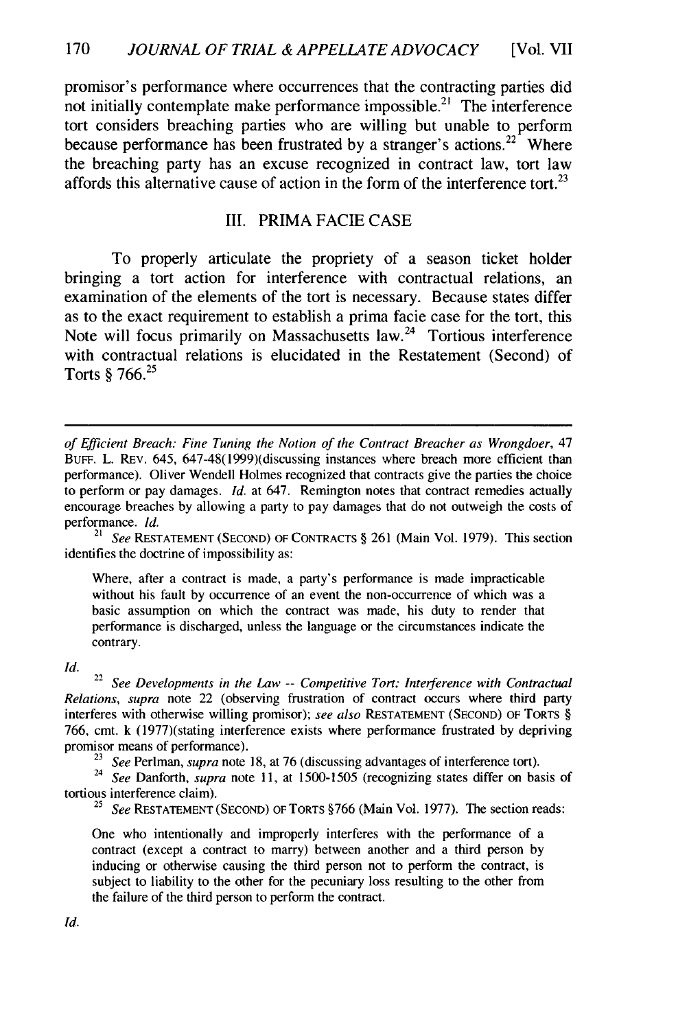promisor's performance where occurrences that the contracting parties did not initially contemplate make performance impossible.[21] The interference tort considers breaching parties who are willing but unable to perform because performance has been frustrated by a stranger's actions.[22] Where the breaching party has an excuse recognized in contract law, tort law affords this alternative cause of action in the form of the interference tort.[23]

## III. PRIMA FACIE CASE

To properly articulate the propriety of a season ticket holder bringing a tort action for interference with contractual relations, an examination of the elements of the tort is necessary. Because states differ as to the exact requirement to establish a prima facie case for the tort, this Note will focus primarily on Massachusetts law.[24] Tortious interference with contractual relations is elucidated in the Restatement (Second) of Torts § 766.[25]

---

*of Efficient Breach: Fine Tuning the Notion of the Contract Breacher as Wrongdoer*, 47 BUFF. L. REV. 645, 647-48(1999)(discussing instances where breach more efficient than performance). Oliver Wendell Holmes recognized that contracts give the parties the choice to perform or pay damages. *Id.* at 647. Remington notes that contract remedies actually encourage breaches by allowing a party to pay damages that do not outweigh the costs of performance. *Id.*

[21] *See* RESTATEMENT (SECOND) OF CONTRACTS § 261 (Main Vol. 1979). This section identifies the doctrine of impossibility as:

> Where, after a contract is made, a party's performance is made impracticable without his fault by occurrence of an event the non-occurrence of which was a basic assumption on which the contract was made, his duty to render that performance is discharged, unless the language or the circumstances indicate the contrary.

*Id.*

[22] *See Developments in the Law -- Competitive Tort: Interference with Contractual Relations*, *supra* note 22 (observing frustration of contract occurs where third party interferes with otherwise willing promisor); *see also* RESTATEMENT (SECOND) OF TORTS § 766, cmt. k (1977)(stating interference exists where performance frustrated by depriving promisor means of performance).

[23] *See* Perlman, *supra* note 18, at 76 (discussing advantages of interference tort).

[24] *See* Danforth, *supra* note 11, at 1500-1505 (recognizing states differ on basis of tortious interference claim).

[25] *See* RESTATEMENT (SECOND) OF TORTS §766 (Main Vol. 1977). The section reads:

> One who intentionally and improperly interferes with the performance of a contract (except a contract to marry) between another and a third person by inducing or otherwise causing the third person not to perform the contract, is subject to liability to the other for the pecuniary loss resulting to the other from the failure of the third person to perform the contract.

*Id.*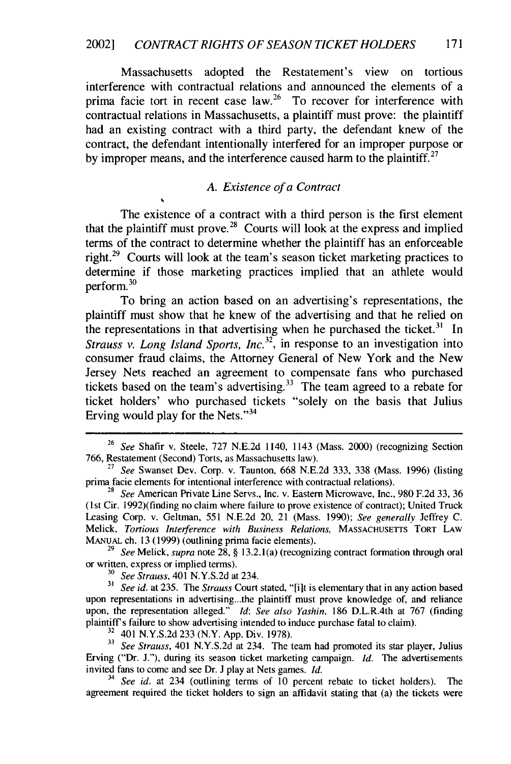Massachusetts adopted the Restatement's view on tortious interference with contractual relations and announced the elements of a prima facie tort in recent case law.[26] To recover for interference with contractual relations in Massachusetts, a plaintiff must prove: the plaintiff had an existing contract with a third party, the defendant knew of the contract, the defendant intentionally interfered for an improper purpose or by improper means, and the interference caused harm to the plaintiff.[27]

### *A. Existence of a Contract*

The existence of a contract with a third person is the first element that the plaintiff must prove.[28] Courts will look at the express and implied terms of the contract to determine whether the plaintiff has an enforceable right.[29] Courts will look at the team's season ticket marketing practices to determine if those marketing practices implied that an athlete would perform.[30]

To bring an action based on an advertising's representations, the plaintiff must show that he knew of the advertising and that he relied on the representations in that advertising when he purchased the ticket.[31] In *Strauss v. Long Island Sports, Inc.*[32], in response to an investigation into consumer fraud claims, the Attorney General of New York and the New Jersey Nets reached an agreement to compensate fans who purchased tickets based on the team's advertising.[33] The team agreed to a rebate for ticket holders' who purchased tickets "solely on the basis that Julius Erving would play for the Nets."[34]

---

[26] *See* Shafir v. Steele, 727 N.E.2d 1140, 1143 (Mass. 2000) (recognizing Section 766, Restatement (Second) Torts, as Massachusetts law).

[27] *See* Swanset Dev. Corp. v. Taunton, 668 N.E.2d 333, 338 (Mass. 1996) (listing prima facie elements for intentional interference with contractual relations).

[28] *See* American Private Line Servs., Inc. v. Eastern Microwave, Inc., 980 F.2d 33, 36 (1st Cir. 1992)(finding no claim where failure to prove existence of contract); United Truck Leasing Corp. v. Geltman, 551 N.E.2d 20, 21 (Mass. 1990); *See generally* Jeffrey C. Melick, *Tortious Interference with Business Relations*, MASSACHUSETTS TORT LAW MANUAL ch. 13 (1999) (outlining prima facie elements).

[29] *See* Melick, *supra* note 28, § 13.2.1(a) (recognizing contract formation through oral or written, express or implied terms).

[30] *See Strauss*, 401 N.Y.S.2d at 234.

[31] *See id.* at 235. The *Strauss* Court stated, "[i]t is elementary that in any action based upon representations in advertising...the plaintiff must prove knowledge of, and reliance upon, the representation alleged." *Id*; *See also Yashin*, 186 D.L.R.4th at 767 (finding plaintiff's failure to show advertising intended to induce purchase fatal to claim).

[32] 401 N.Y.S.2d 233 (N.Y. App. Div. 1978).

[33] *See Strauss*, 401 N.Y.S.2d at 234. The team had promoted its star player, Julius Erving ("Dr. J."), during its season ticket marketing campaign. *Id.* The advertisements invited fans to come and see Dr. J play at Nets games. *Id.*

[34] *See id.* at 234 (outlining terms of 10 percent rebate to ticket holders). The agreement required the ticket holders to sign an affidavit stating that (a) the tickets were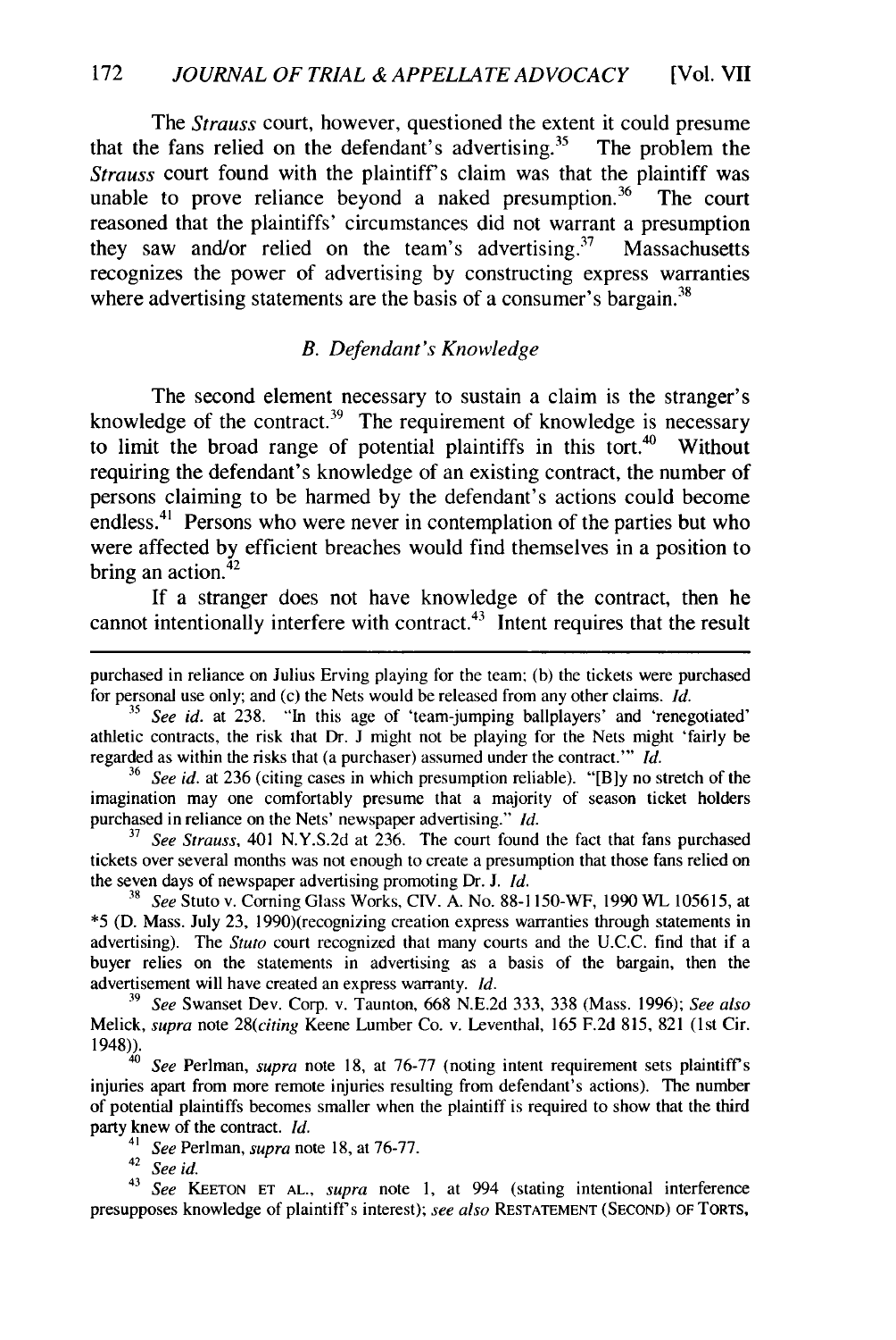The *Strauss* court, however, questioned the extent it could presume that the fans relied on the defendant's advertising.[35] The problem the *Strauss* court found with the plaintiff's claim was that the plaintiff was unable to prove reliance beyond a naked presumption.[36] The court reasoned that the plaintiffs' circumstances did not warrant a presumption they saw and/or relied on the team's advertising.[37] Massachusetts recognizes the power of advertising by constructing express warranties where advertising statements are the basis of a consumer's bargain.[38]

### *B. Defendant's Knowledge*

The second element necessary to sustain a claim is the stranger's knowledge of the contract.[39] The requirement of knowledge is necessary to limit the broad range of potential plaintiffs in this tort.[40] Without requiring the defendant's knowledge of an existing contract, the number of persons claiming to be harmed by the defendant's actions could become endless.[41] Persons who were never in contemplation of the parties but who were affected by efficient breaches would find themselves in a position to bring an action.[42]

If a stranger does not have knowledge of the contract, then he cannot intentionally interfere with contract.[43] Intent requires that the result

---

purchased in reliance on Julius Erving playing for the team; (b) the tickets were purchased for personal use only; and (c) the Nets would be released from any other claims. *Id.*

[35] *See id.* at 238. "In this age of 'team-jumping ballplayers' and 'renegotiated' athletic contracts, the risk that Dr. J might not be playing for the Nets might 'fairly be regarded as within the risks that (a purchaser) assumed under the contract.'" *Id.*

[36] *See id.* at 236 (citing cases in which presumption reliable). "[B]y no stretch of the imagination may one comfortably presume that a majority of season ticket holders purchased in reliance on the Nets' newspaper advertising." *Id.*

[37] *See Strauss*, 401 N.Y.S.2d at 236. The court found the fact that fans purchased tickets over several months was not enough to create a presumption that those fans relied on the seven days of newspaper advertising promoting Dr. J. *Id.*

[38] *See* Stuto v. Corning Glass Works, CIV. A. No. 88-1150-WF, 1990 WL 105615, at *5 (D. Mass. July 23, 1990)(recognizing creation express warranties through statements in advertising). The *Stuto* court recognized that many courts and the U.C.C. find that if a buyer relies on the statements in advertising as a basis of the bargain, then the advertisement will have created an express warranty. *Id.*

[39] *See* Swanset Dev. Corp. v. Taunton, 668 N.E.2d 333, 338 (Mass. 1996); *See also* Melick, *supra* note 28(*citing* Keene Lumber Co. v. Leventhal, 165 F.2d 815, 821 (1st Cir. 1948)).

[40] *See* Perlman, *supra* note 18, at 76-77 (noting intent requirement sets plaintiff's injuries apart from more remote injuries resulting from defendant's actions). The number of potential plaintiffs becomes smaller when the plaintiff is required to show that the third party knew of the contract. *Id.*

[41] *See* Perlman, *supra* note 18, at 76-77.

[42] *See id.*

[43] *See* KEETON ET AL., *supra* note 1, at 994 (stating intentional interference presupposes knowledge of plaintiff's interest); *see also* RESTATEMENT (SECOND) OF TORTS,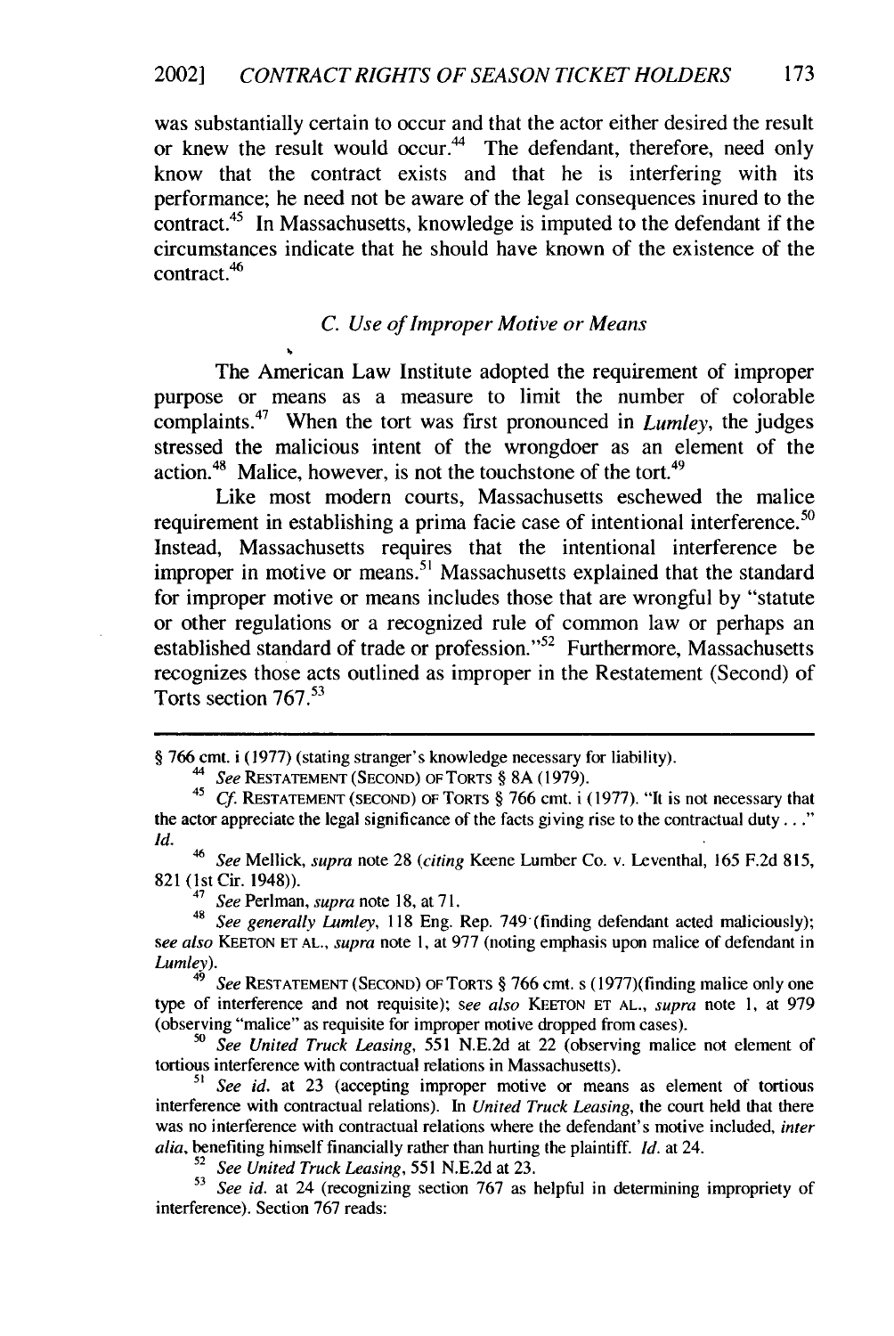was substantially certain to occur and that the actor either desired the result or knew the result would occur.[44] The defendant, therefore, need only know that the contract exists and that he is interfering with its performance; he need not be aware of the legal consequences inured to the contract.[45] In Massachusetts, knowledge is imputed to the defendant if the circumstances indicate that he should have known of the existence of the contract.[46]

### *C. Use of Improper Motive or Means*

The American Law Institute adopted the requirement of improper purpose or means as a measure to limit the number of colorable complaints.[47] When the tort was first pronounced in *Lumley*, the judges stressed the malicious intent of the wrongdoer as an element of the action.[48] Malice, however, is not the touchstone of the tort.[49]

Like most modern courts, Massachusetts eschewed the malice requirement in establishing a prima facie case of intentional interference.[50] Instead, Massachusetts requires that the intentional interference be improper in motive or means.[51] Massachusetts explained that the standard for improper motive or means includes those that are wrongful by "statute or other regulations or a recognized rule of common law or perhaps an established standard of trade or profession."[52] Furthermore, Massachusetts recognizes those acts outlined as improper in the Restatement (Second) of Torts section 767.[53]

---

§ 766 cmt. i (1977) (stating stranger's knowledge necessary for liability).

[44] *See* RESTATEMENT (SECOND) OF TORTS § 8A (1979).

[45] *Cf.* RESTATEMENT (SECOND) OF TORTS § 766 cmt. i (1977). "It is not necessary that the actor appreciate the legal significance of the facts giving rise to the contractual duty . . ." *Id.*

[46] *See* Mellick, *supra* note 28 (*citing* Keene Lumber Co. v. Leventhal, 165 F.2d 815, 821 (1st Cir. 1948)).

[47] *See* Perlman, *supra* note 18, at 71.

[48] *See generally Lumley*, 118 Eng. Rep. 749 (finding defendant acted maliciously); *see also* KEETON ET AL., *supra* note 1, at 977 (noting emphasis upon malice of defendant in *Lumley*).

[49] *See* RESTATEMENT (SECOND) OF TORTS § 766 cmt. s (1977)(finding malice only one type of interference and not requisite); *see also* KEETON ET AL., *supra* note 1, at 979 (observing "malice" as requisite for improper motive dropped from cases).

[50] *See United Truck Leasing*, 551 N.E.2d at 22 (observing malice not element of tortious interference with contractual relations in Massachusetts).

[51] *See id.* at 23 (accepting improper motive or means as element of tortious interference with contractual relations). In *United Truck Leasing*, the court held that there was no interference with contractual relations where the defendant's motive included, *inter alia*, benefiting himself financially rather than hurting the plaintiff. *Id.* at 24.

[52] *See United Truck Leasing*, 551 N.E.2d at 23.

[53] *See id.* at 24 (recognizing section 767 as helpful in determining impropriety of interference). Section 767 reads: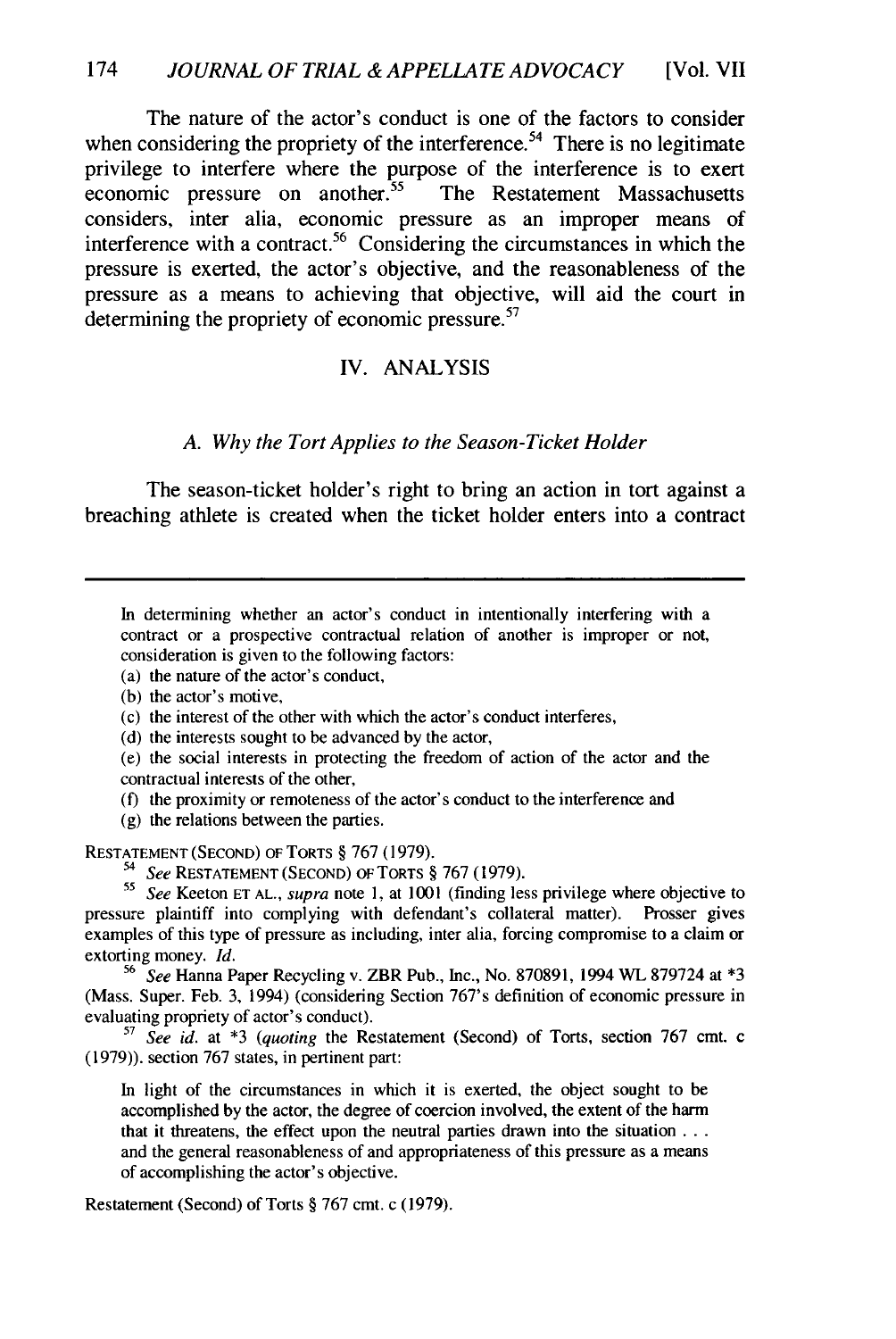The nature of the actor's conduct is one of the factors to consider when considering the propriety of the interference.[54] There is no legitimate privilege to interfere where the purpose of the interference is to exert economic pressure on another.[55] The Restatement Massachusetts considers, inter alia, economic pressure as an improper means of interference with a contract.[56] Considering the circumstances in which the pressure is exerted, the actor's objective, and the reasonableness of the pressure as a means to achieving that objective, will aid the court in determining the propriety of economic pressure.[57]

## IV. ANALYSIS

### *A. Why the Tort Applies to the Season-Ticket Holder*

The season-ticket holder's right to bring an action in tort against a breaching athlete is created when the ticket holder enters into a contract

---

> In determining whether an actor's conduct in intentionally interfering with a contract or a prospective contractual relation of another is improper or not, consideration is given to the following factors:
>
> (a) the nature of the actor's conduct,
>
> (b) the actor's motive,
>
> (c) the interest of the other with which the actor's conduct interferes,
>
> (d) the interests sought to be advanced by the actor,
>
> (e) the social interests in protecting the freedom of action of the actor and the contractual interests of the other,
>
> (f) the proximity or remoteness of the actor's conduct to the interference and
>
> (g) the relations between the parties.

RESTATEMENT (SECOND) OF TORTS § 767 (1979).

[54] *See* RESTATEMENT (SECOND) OF TORTS § 767 (1979).

[55] *See* Keeton ET AL., *supra* note 1, at 1001 (finding less privilege where objective to pressure plaintiff into complying with defendant's collateral matter). Prosser gives examples of this type of pressure as including, inter alia, forcing compromise to a claim or extorting money. *Id.*

[56] *See* Hanna Paper Recycling v. ZBR Pub., Inc., No. 870891, 1994 WL 879724 at *3 (Mass. Super. Feb. 3, 1994) (considering Section 767's definition of economic pressure in evaluating propriety of actor's conduct).

[57] *See id.* at *3 (*quoting* the Restatement (Second) of Torts, section 767 cmt. c (1979)). section 767 states, in pertinent part:

> In light of the circumstances in which it is exerted, the object sought to be accomplished by the actor, the degree of coercion involved, the extent of the harm that it threatens, the effect upon the neutral parties drawn into the situation . . . and the general reasonableness of and appropriateness of this pressure as a means of accomplishing the actor's objective.

Restatement (Second) of Torts § 767 cmt. c (1979).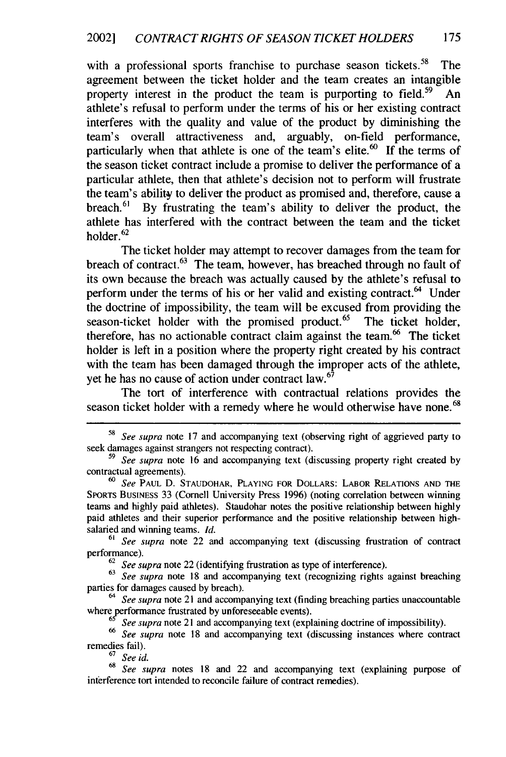with a professional sports franchise to purchase season tickets.[58] The agreement between the ticket holder and the team creates an intangible property interest in the product the team is purporting to field.[59] An athlete's refusal to perform under the terms of his or her existing contract interferes with the quality and value of the product by diminishing the team's overall attractiveness and, arguably, on-field performance, particularly when that athlete is one of the team's elite.[60] If the terms of the season ticket contract include a promise to deliver the performance of a particular athlete, then that athlete's decision not to perform will frustrate the team's ability to deliver the product as promised and, therefore, cause a breach.[61] By frustrating the team's ability to deliver the product, the athlete has interfered with the contract between the team and the ticket holder.[62]

The ticket holder may attempt to recover damages from the team for breach of contract.[63] The team, however, has breached through no fault of its own because the breach was actually caused by the athlete's refusal to perform under the terms of his or her valid and existing contract.[64] Under the doctrine of impossibility, the team will be excused from providing the season-ticket holder with the promised product.[65] The ticket holder, therefore, has no actionable contract claim against the team.[66] The ticket holder is left in a position where the property right created by his contract with the team has been damaged through the improper acts of the athlete, yet he has no cause of action under contract law.[67]

The tort of interference with contractual relations provides the season ticket holder with a remedy where he would otherwise have none.[68]

---

[58] *See supra* note 17 and accompanying text (observing right of aggrieved party to seek damages against strangers not respecting contract).

[59] *See supra* note 16 and accompanying text (discussing property right created by contractual agreements).

[60] *See* PAUL D. STAUDOHAR, PLAYING FOR DOLLARS: LABOR RELATIONS AND THE SPORTS BUSINESS 33 (Cornell University Press 1996) (noting correlation between winning teams and highly paid athletes). Staudohar notes the positive relationship between highly paid athletes and their superior performance and the positive relationship between high-salaried and winning teams. *Id.*

[61] *See supra* note 22 and accompanying text (discussing frustration of contract performance).

[62] *See supra* note 22 (identifying frustration as type of interference).

[63] *See supra* note 18 and accompanying text (recognizing rights against breaching parties for damages caused by breach).

[64] *See supra* note 21 and accompanying text (finding breaching parties unaccountable where performance frustrated by unforeseeable events).

[65] *See supra* note 21 and accompanying text (explaining doctrine of impossibility).

[66] *See supra* note 18 and accompanying text (discussing instances where contract remedies fail).

[67] *See id.*

[68] *See supra* notes 18 and 22 and accompanying text (explaining purpose of interference tort intended to reconcile failure of contract remedies).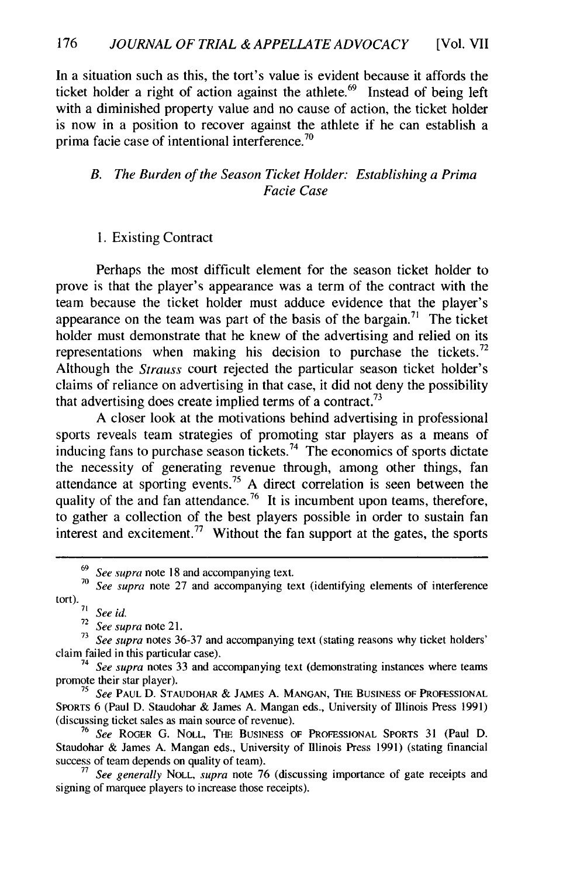In a situation such as this, the tort's value is evident because it affords the ticket holder a right of action against the athlete.[69] Instead of being left with a diminished property value and no cause of action, the ticket holder is now in a position to recover against the athlete if he can establish a prima facie case of intentional interference.[70]

### *B. The Burden of the Season Ticket Holder: Establishing a Prima Facie Case*

#### 1. Existing Contract

Perhaps the most difficult element for the season ticket holder to prove is that the player's appearance was a term of the contract with the team because the ticket holder must adduce evidence that the player's appearance on the team was part of the basis of the bargain.[71] The ticket holder must demonstrate that he knew of the advertising and relied on its representations when making his decision to purchase the tickets.[72] Although the *Strauss* court rejected the particular season ticket holder's claims of reliance on advertising in that case, it did not deny the possibility that advertising does create implied terms of a contract.[73]

A closer look at the motivations behind advertising in professional sports reveals team strategies of promoting star players as a means of inducing fans to purchase season tickets.[74] The economics of sports dictate the necessity of generating revenue through, among other things, fan attendance at sporting events.[75] A direct correlation is seen between the quality of the and fan attendance.[76] It is incumbent upon teams, therefore, to gather a collection of the best players possible in order to sustain fan interest and excitement.[77] Without the fan support at the gates, the sports

---

[69] *See supra* note 18 and accompanying text.

[70] *See supra* note 27 and accompanying text (identifying elements of interference tort).

[71] *See id.*

[72] *See supra* note 21.

[73] *See supra* notes 36-37 and accompanying text (stating reasons why ticket holders' claim failed in this particular case).

[74] *See supra* notes 33 and accompanying text (demonstrating instances where teams promote their star player).

[75] *See* PAUL D. STAUDOHAR & JAMES A. MANGAN, THE BUSINESS OF PROFESSIONAL SPORTS 6 (Paul D. Staudohar & James A. Mangan eds., University of Illinois Press 1991) (discussing ticket sales as main source of revenue).

[76] *See* ROGER G. NOLL, THE BUSINESS OF PROFESSIONAL SPORTS 31 (Paul D. Staudohar & James A. Mangan eds., University of Illinois Press 1991) (stating financial success of team depends on quality of team).

[77] *See generally* NOLL, *supra* note 76 (discussing importance of gate receipts and signing of marquee players to increase those receipts).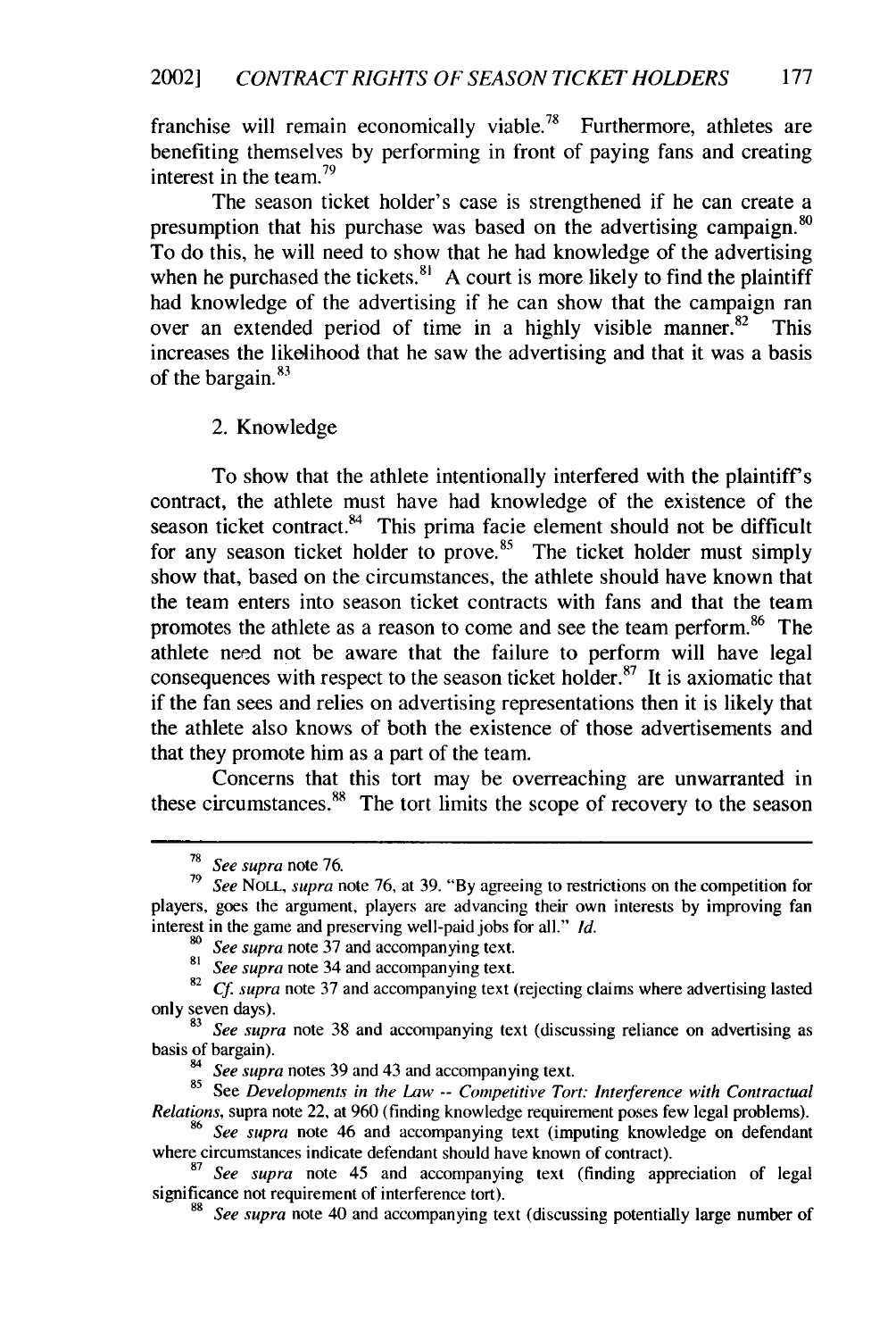franchise will remain economically viable.[78] Furthermore, athletes are benefiting themselves by performing in front of paying fans and creating interest in the team.[79]

The season ticket holder's case is strengthened if he can create a presumption that his purchase was based on the advertising campaign.[80] To do this, he will need to show that he had knowledge of the advertising when he purchased the tickets.[81] A court is more likely to find the plaintiff had knowledge of the advertising if he can show that the campaign ran over an extended period of time in a highly visible manner.[82] This increases the likelihood that he saw the advertising and that it was a basis of the bargain.[83]

2. Knowledge

To show that the athlete intentionally interfered with the plaintiff's contract, the athlete must have had knowledge of the existence of the season ticket contract.[84] This prima facie element should not be difficult for any season ticket holder to prove.[85] The ticket holder must simply show that, based on the circumstances, the athlete should have known that the team enters into season ticket contracts with fans and that the team promotes the athlete as a reason to come and see the team perform.[86] The athlete need not be aware that the failure to perform will have legal consequences with respect to the season ticket holder.[87] It is axiomatic that if the fan sees and relies on advertising representations then it is likely that the athlete also knows of both the existence of those advertisements and that they promote him as a part of the team.

Concerns that this tort may be overreaching are unwarranted in these circumstances.[88] The tort limits the scope of recovery to the season

---

[78] *See supra* note 76.

[79] *See* NOLL, *supra* note 76, at 39. "By agreeing to restrictions on the competition for players, goes the argument, players are advancing their own interests by improving fan interest in the game and preserving well-paid jobs for all." *Id.*

[80] *See supra* note 37 and accompanying text.

[81] *See supra* note 34 and accompanying text.

[82] *Cf. supra* note 37 and accompanying text (rejecting claims where advertising lasted only seven days).

[83] *See supra* note 38 and accompanying text (discussing reliance on advertising as basis of bargain).

[84] *See supra* notes 39 and 43 and accompanying text.

[85] See *Developments in the Law -- Competitive Tort: Interference with Contractual Relations*, supra note 22, at 960 (finding knowledge requirement poses few legal problems).

[86] *See supra* note 46 and accompanying text (imputing knowledge on defendant where circumstances indicate defendant should have known of contract).

[87] *See supra* note 45 and accompanying text (finding appreciation of legal significance not requirement of interference tort).

[88] *See supra* note 40 and accompanying text (discussing potentially large number of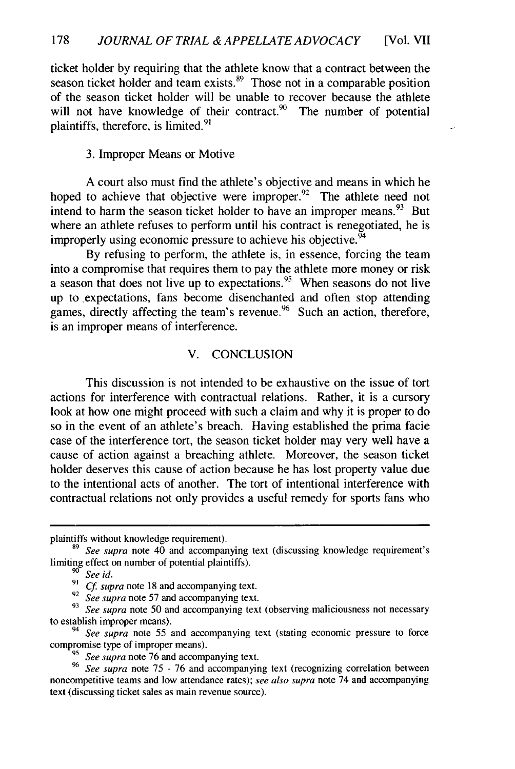ticket holder by requiring that the athlete know that a contract between the season ticket holder and team exists.[89] Those not in a comparable position of the season ticket holder will be unable to recover because the athlete will not have knowledge of their contract.[90] The number of potential plaintiffs, therefore, is limited.[91]

### 3. Improper Means or Motive

A court also must find the athlete's objective and means in which he hoped to achieve that objective were improper.[92] The athlete need not intend to harm the season ticket holder to have an improper means.[93] But where an athlete refuses to perform until his contract is renegotiated, he is improperly using economic pressure to achieve his objective.[94]

By refusing to perform, the athlete is, in essence, forcing the team into a compromise that requires them to pay the athlete more money or risk a season that does not live up to expectations.[95] When seasons do not live up to expectations, fans become disenchanted and often stop attending games, directly affecting the team's revenue.[96] Such an action, therefore, is an improper means of interference.

## V. CONCLUSION

This discussion is not intended to be exhaustive on the issue of tort actions for interference with contractual relations. Rather, it is a cursory look at how one might proceed with such a claim and why it is proper to do so in the event of an athlete's breach. Having established the prima facie case of the interference tort, the season ticket holder may very well have a cause of action against a breaching athlete. Moreover, the season ticket holder deserves this cause of action because he has lost property value due to the intentional acts of another. The tort of intentional interference with contractual relations not only provides a useful remedy for sports fans who

---

plaintiffs without knowledge requirement).

[89] *See supra* note 40 and accompanying text (discussing knowledge requirement's limiting effect on number of potential plaintiffs).

[90] *See id.*

[91] *Cf. supra* note 18 and accompanying text.

[92] *See supra* note 57 and accompanying text.

[93] *See supra* note 50 and accompanying text (observing maliciousness not necessary to establish improper means).

[94] *See supra* note 55 and accompanying text (stating economic pressure to force compromise type of improper means).

[95] *See supra* note 76 and accompanying text.

[96] *See supra* note 75 - 76 and accompanying text (recognizing correlation between noncompetitive teams and low attendance rates); *see also supra* note 74 and accompanying text (discussing ticket sales as main revenue source).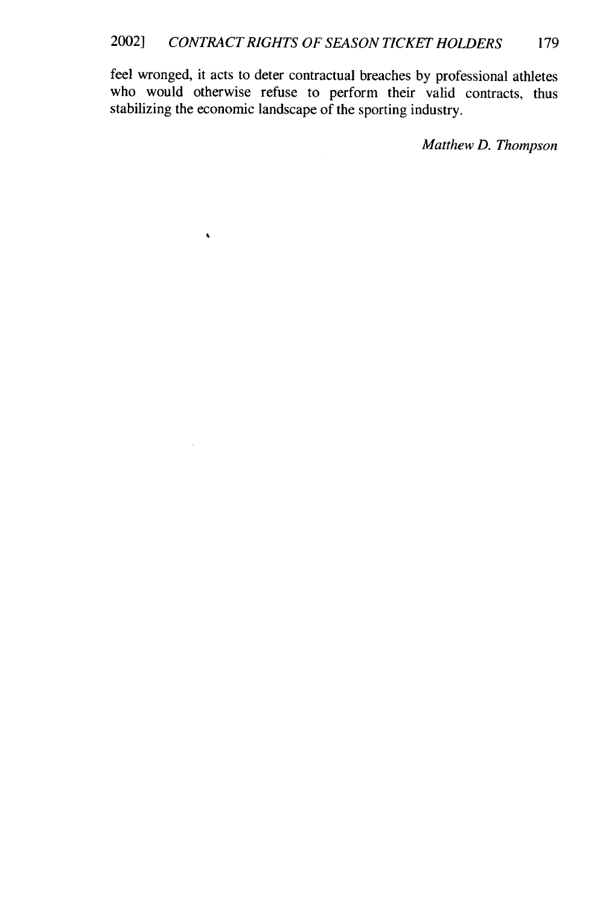feel wronged, it acts to deter contractual breaches by professional athletes who would otherwise refuse to perform their valid contracts, thus stabilizing the economic landscape of the sporting industry.

*Matthew D. Thompson*